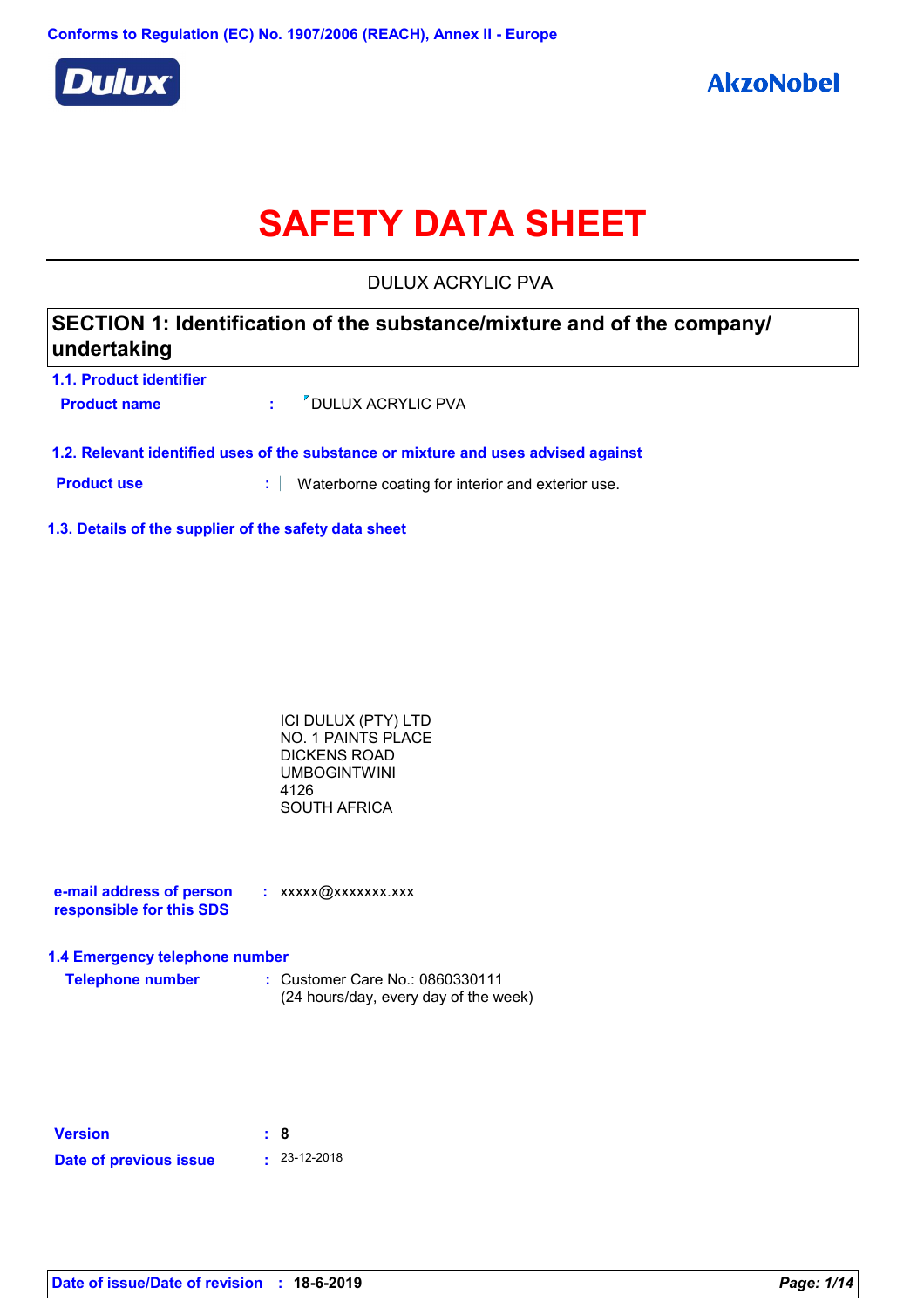Conforms to Regulation (EC) No. 1907/2006 (REACH), Annex II - Europe

Dulux

AkzoNobel

# SAFETY DATA SHEET

DULUX ACRYLIC PVA

## SECTION 1: Identification of the substance/mixture and of the company/ undertaking

### 1.1. Product identifier

**Product name** : DULUX ACRYLIC PVA

### 1.2. Relevant identified uses of the substance or mixture and uses advised against

**Product use** : Waterborne coating for interior and exterior use.

### 1.3. Details of the supplier of the safety data sheet

ICI DULUX (PTY) LTD
NO. 1 PAINTS PLACE
DICKENS ROAD
UMBOGINTWINI
4126
SOUTH AFRICA

**e-mail address of person responsible for this SDS** : xxxxx@xxxxxxx.xxx

### 1.4 Emergency telephone number

**Telephone number** : Customer Care No.: 0860330111
(24 hours/day, every day of the week)

**Version** : **8**

**Date of previous issue** : 23-12-2018

**Date of issue/Date of revision** : **18-6-2019**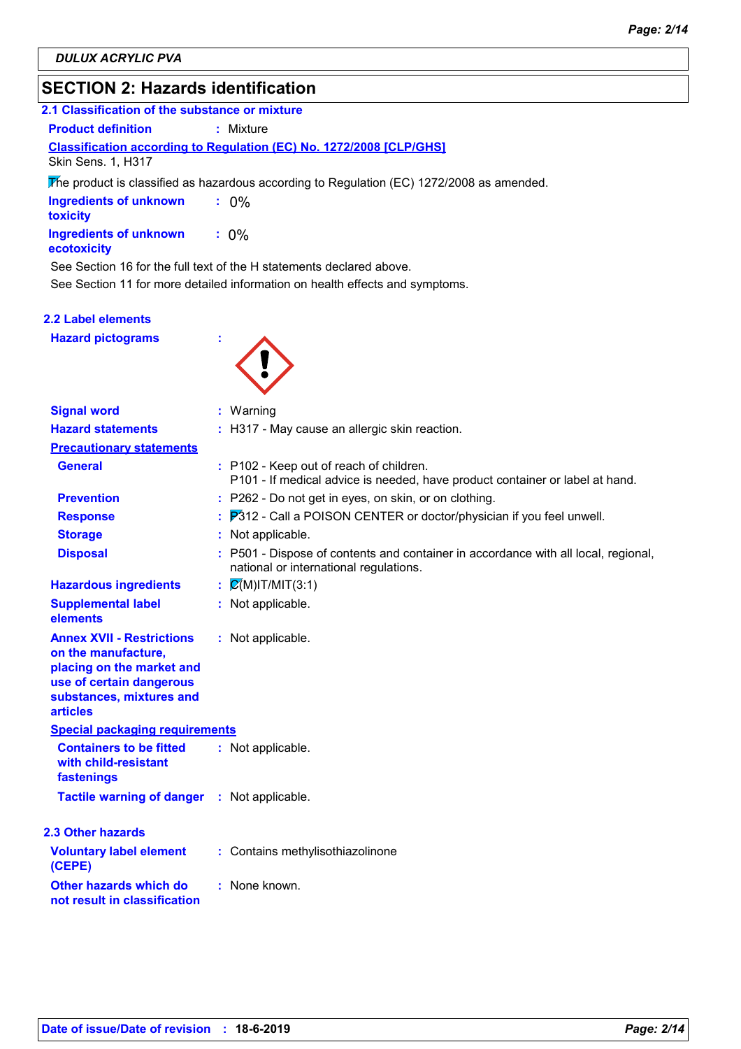## SECTION 2: Hazards identification

### 2.1 Classification of the substance or mixture

**Product definition** : Mixture

**Classification according to Regulation (EC) No. 1272/2008 [CLP/GHS]**

Skin Sens. 1, H317

The product is classified as hazardous according to Regulation (EC) 1272/2008 as amended.

**Ingredients of unknown toxicity** : 0%

**Ingredients of unknown ecotoxicity** : 0%

See Section 16 for the full text of the H statements declared above.

See Section 11 for more detailed information on health effects and symptoms.

### 2.2 Label elements

**Hazard pictograms** :

**Signal word** : Warning

**Hazard statements** : H317 - May cause an allergic skin reaction.

**Precautionary statements**

**General** : P102 - Keep out of reach of children.
P101 - If medical advice is needed, have product container or label at hand.

**Prevention** : P262 - Do not get in eyes, on skin, or on clothing.

**Response** : P312 - Call a POISON CENTER or doctor/physician if you feel unwell.

**Storage** : Not applicable.

**Disposal** : P501 - Dispose of contents and container in accordance with all local, regional, national or international regulations.

**Hazardous ingredients** : C(M)IT/MIT(3:1)

**Supplemental label elements** : Not applicable.

**Annex XVII - Restrictions on the manufacture, placing on the market and use of certain dangerous substances, mixtures and articles** : Not applicable.

**Special packaging requirements**

**Containers to be fitted with child-resistant fastenings** : Not applicable.

**Tactile warning of danger** : Not applicable.

### 2.3 Other hazards

**Voluntary label element (CEPE)** : Contains methylisothiazolinone

**Other hazards which do not result in classification** : None known.

**Date of issue/Date of revision** : 18-6-2019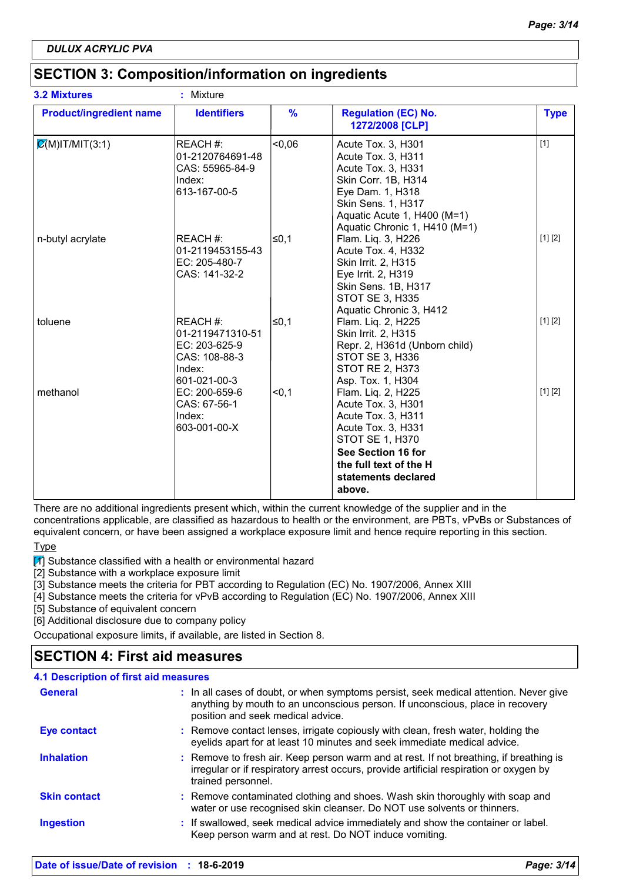DULUX ACRYLIC PVA

## SECTION 3: Composition/information on ingredients

**3.2 Mixtures** : Mixture

| Product/ingredient name | Identifiers | % | Regulation (EC) No. 1272/2008 [CLP] | Type |
|---|---|---|---|---|
| C(M)IT/MIT(3:1) | REACH #: 01-2120764691-48<br>CAS: 55965-84-9<br>Index: 613-167-00-5 | <0,06 | Acute Tox. 3, H301<br>Acute Tox. 3, H311<br>Acute Tox. 3, H331<br>Skin Corr. 1B, H314<br>Eye Dam. 1, H318<br>Skin Sens. 1, H317<br>Aquatic Acute 1, H400 (M=1)<br>Aquatic Chronic 1, H410 (M=1) | [1] |
| n-butyl acrylate | REACH #: 01-2119453155-43<br>EC: 205-480-7<br>CAS: 141-32-2 | ≤0,1 | Flam. Liq. 3, H226<br>Acute Tox. 4, H332<br>Skin Irrit. 2, H315<br>Eye Irrit. 2, H319<br>Skin Sens. 1B, H317<br>STOT SE 3, H335<br>Aquatic Chronic 3, H412 | [1] [2] |
| toluene | REACH #: 01-2119471310-51<br>EC: 203-625-9<br>CAS: 108-88-3<br>Index: 601-021-00-3 | ≤0,1 | Flam. Liq. 2, H225<br>Skin Irrit. 2, H315<br>Repr. 2, H361d (Unborn child)<br>STOT SE 3, H336<br>STOT RE 2, H373<br>Asp. Tox. 1, H304 | [1] [2] |
| methanol | EC: 200-659-6<br>CAS: 67-56-1<br>Index: 603-001-00-X | <0,1 | Flam. Liq. 2, H225<br>Acute Tox. 3, H301<br>Acute Tox. 3, H311<br>Acute Tox. 3, H331<br>STOT SE 1, H370<br>**See Section 16 for the full text of the H statements declared above.** | [1] [2] |

There are no additional ingredients present which, within the current knowledge of the supplier and in the concentrations applicable, are classified as hazardous to health or the environment, are PBTs, vPvBs or Substances of equivalent concern, or have been assigned a workplace exposure limit and hence require reporting in this section.

Type

[1] Substance classified with a health or environmental hazard
[2] Substance with a workplace exposure limit
[3] Substance meets the criteria for PBT according to Regulation (EC) No. 1907/2006, Annex XIII
[4] Substance meets the criteria for vPvB according to Regulation (EC) No. 1907/2006, Annex XIII
[5] Substance of equivalent concern
[6] Additional disclosure due to company policy

Occupational exposure limits, if available, are listed in Section 8.

## SECTION 4: First aid measures

### 4.1 Description of first aid measures

**General** : In all cases of doubt, or when symptoms persist, seek medical attention. Never give anything by mouth to an unconscious person. If unconscious, place in recovery position and seek medical advice.

**Eye contact** : Remove contact lenses, irrigate copiously with clean, fresh water, holding the eyelids apart for at least 10 minutes and seek immediate medical advice.

**Inhalation** : Remove to fresh air. Keep person warm and at rest. If not breathing, if breathing is irregular or if respiratory arrest occurs, provide artificial respiration or oxygen by trained personnel.

**Skin contact** : Remove contaminated clothing and shoes. Wash skin thoroughly with soap and water or use recognised skin cleanser. Do NOT use solvents or thinners.

**Ingestion** : If swallowed, seek medical advice immediately and show the container or label. Keep person warm and at rest. Do NOT induce vomiting.

**Date of issue/Date of revision** : **18-6-2019**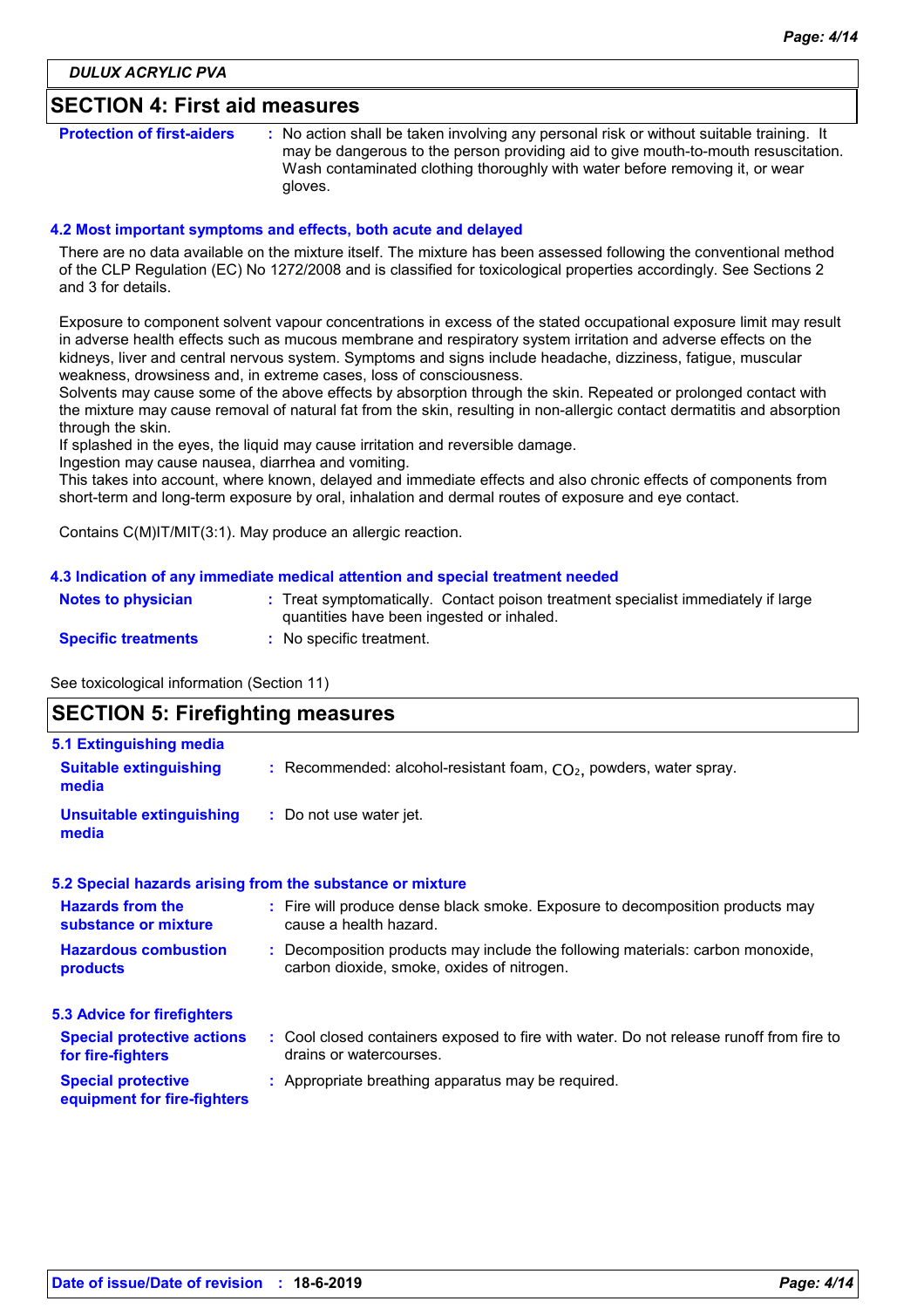## SECTION 4: First aid measures

**Protection of first-aiders** : No action shall be taken involving any personal risk or without suitable training. It may be dangerous to the person providing aid to give mouth-to-mouth resuscitation. Wash contaminated clothing thoroughly with water before removing it, or wear gloves.

### 4.2 Most important symptoms and effects, both acute and delayed

There are no data available on the mixture itself. The mixture has been assessed following the conventional method of the CLP Regulation (EC) No 1272/2008 and is classified for toxicological properties accordingly. See Sections 2 and 3 for details.

Exposure to component solvent vapour concentrations in excess of the stated occupational exposure limit may result in adverse health effects such as mucous membrane and respiratory system irritation and adverse effects on the kidneys, liver and central nervous system. Symptoms and signs include headache, dizziness, fatigue, muscular weakness, drowsiness and, in extreme cases, loss of consciousness.
Solvents may cause some of the above effects by absorption through the skin. Repeated or prolonged contact with the mixture may cause removal of natural fat from the skin, resulting in non-allergic contact dermatitis and absorption through the skin.
If splashed in the eyes, the liquid may cause irritation and reversible damage.
Ingestion may cause nausea, diarrhea and vomiting.
This takes into account, where known, delayed and immediate effects and also chronic effects of components from short-term and long-term exposure by oral, inhalation and dermal routes of exposure and eye contact.

Contains C(M)IT/MIT(3:1). May produce an allergic reaction.

### 4.3 Indication of any immediate medical attention and special treatment needed

**Notes to physician** : Treat symptomatically. Contact poison treatment specialist immediately if large quantities have been ingested or inhaled.

**Specific treatments** : No specific treatment.

See toxicological information (Section 11)

## SECTION 5: Firefighting measures

### 5.1 Extinguishing media

**Suitable extinguishing media** : Recommended: alcohol-resistant foam, $CO_2$, powders, water spray.

**Unsuitable extinguishing media** : Do not use water jet.

### 5.2 Special hazards arising from the substance or mixture

**Hazards from the substance or mixture** : Fire will produce dense black smoke. Exposure to decomposition products may cause a health hazard.

**Hazardous combustion products** : Decomposition products may include the following materials: carbon monoxide, carbon dioxide, smoke, oxides of nitrogen.

### 5.3 Advice for firefighters

**Special protective actions for fire-fighters** : Cool closed containers exposed to fire with water. Do not release runoff from fire to drains or watercourses.

**Special protective equipment for fire-fighters** : Appropriate breathing apparatus may be required.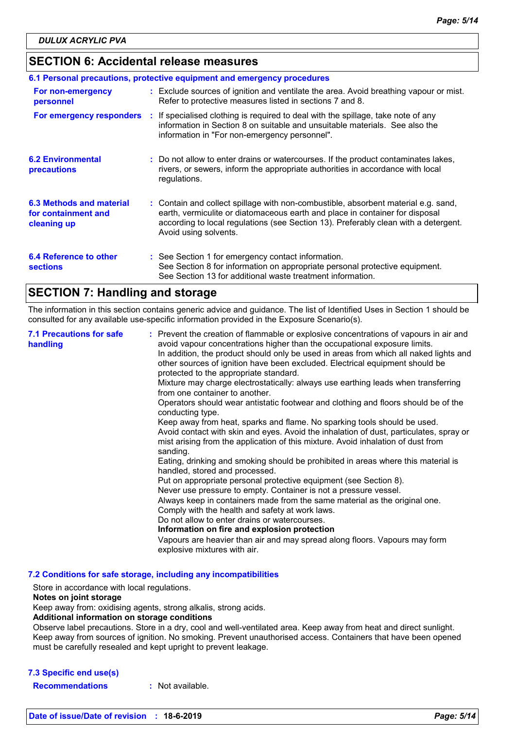## SECTION 6: Accidental release measures

### 6.1 Personal precautions, protective equipment and emergency procedures

**For non-emergency personnel** : Exclude sources of ignition and ventilate the area. Avoid breathing vapour or mist. Refer to protective measures listed in sections 7 and 8.

**For emergency responders** : If specialised clothing is required to deal with the spillage, take note of any information in Section 8 on suitable and unsuitable materials. See also the information in "For non-emergency personnel".

**6.2 Environmental precautions** : Do not allow to enter drains or watercourses. If the product contaminates lakes, rivers, or sewers, inform the appropriate authorities in accordance with local regulations.

**6.3 Methods and material for containment and cleaning up** : Contain and collect spillage with non-combustible, absorbent material e.g. sand, earth, vermiculite or diatomaceous earth and place in container for disposal according to local regulations (see Section 13). Preferably clean with a detergent. Avoid using solvents.

**6.4 Reference to other sections** : See Section 1 for emergency contact information.
See Section 8 for information on appropriate personal protective equipment.
See Section 13 for additional waste treatment information.

## SECTION 7: Handling and storage

The information in this section contains generic advice and guidance. The list of Identified Uses in Section 1 should be consulted for any available use-specific information provided in the Exposure Scenario(s).

**7.1 Precautions for safe handling** : Prevent the creation of flammable or explosive concentrations of vapours in air and avoid vapour concentrations higher than the occupational exposure limits.
In addition, the product should only be used in areas from which all naked lights and other sources of ignition have been excluded. Electrical equipment should be protected to the appropriate standard.
Mixture may charge electrostatically: always use earthing leads when transferring from one container to another.
Operators should wear antistatic footwear and clothing and floors should be of the conducting type.
Keep away from heat, sparks and flame. No sparking tools should be used.
Avoid contact with skin and eyes. Avoid the inhalation of dust, particulates, spray or mist arising from the application of this mixture. Avoid inhalation of dust from sanding.
Eating, drinking and smoking should be prohibited in areas where this material is handled, stored and processed.
Put on appropriate personal protective equipment (see Section 8).
Never use pressure to empty. Container is not a pressure vessel.
Always keep in containers made from the same material as the original one.
Comply with the health and safety at work laws.
Do not allow to enter drains or watercourses.
**Information on fire and explosion protection**
Vapours are heavier than air and may spread along floors. Vapours may form explosive mixtures with air.

### 7.2 Conditions for safe storage, including any incompatibilities

Store in accordance with local regulations.
**Notes on joint storage**
Keep away from: oxidising agents, strong alkalis, strong acids.
**Additional information on storage conditions**
Observe label precautions. Store in a dry, cool and well-ventilated area. Keep away from heat and direct sunlight. Keep away from sources of ignition. No smoking. Prevent unauthorised access. Containers that have been opened must be carefully resealed and kept upright to prevent leakage.

### 7.3 Specific end use(s)

**Recommendations** : Not available.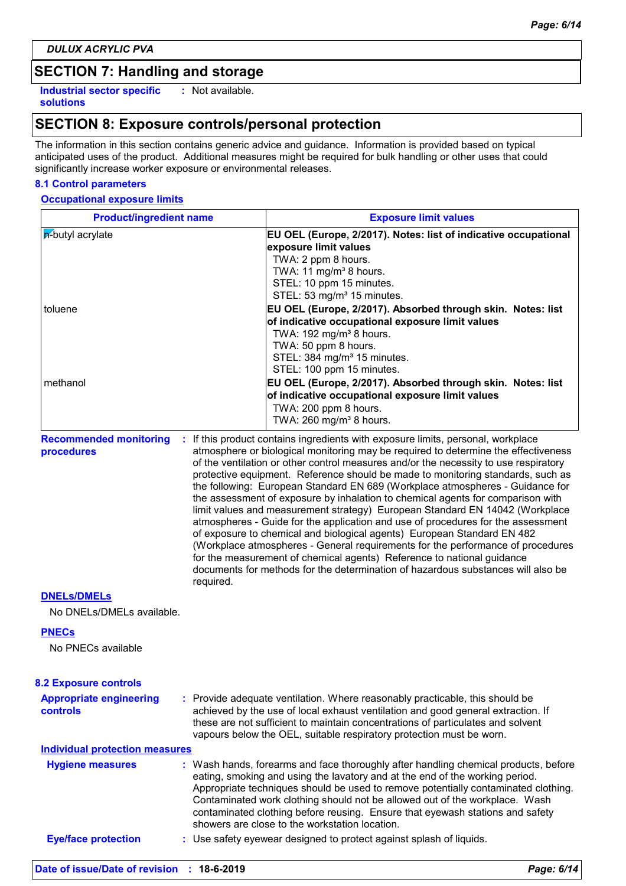DULUX ACRYLIC PVA

## SECTION 7: Handling and storage

**Industrial sector specific solutions** : Not available.

## SECTION 8: Exposure controls/personal protection

The information in this section contains generic advice and guidance. Information is provided based on typical anticipated uses of the product. Additional measures might be required for bulk handling or other uses that could significantly increase worker exposure or environmental releases.

### 8.1 Control parameters

**Occupational exposure limits**

| Product/ingredient name | Exposure limit values |
|---|---|
| n-butyl acrylate | **EU OEL (Europe, 2/2017). Notes: list of indicative occupational exposure limit values**<br>TWA: 2 ppm 8 hours.<br>TWA: 11 mg/m³ 8 hours.<br>STEL: 10 ppm 15 minutes.<br>STEL: 53 mg/m³ 15 minutes. |
| toluene | **EU OEL (Europe, 2/2017). Absorbed through skin. Notes: list of indicative occupational exposure limit values**<br>TWA: 192 mg/m³ 8 hours.<br>TWA: 50 ppm 8 hours.<br>STEL: 384 mg/m³ 15 minutes.<br>STEL: 100 ppm 15 minutes. |
| methanol | **EU OEL (Europe, 2/2017). Absorbed through skin. Notes: list of indicative occupational exposure limit values**<br>TWA: 200 ppm 8 hours.<br>TWA: 260 mg/m³ 8 hours. |

**Recommended monitoring procedures** : If this product contains ingredients with exposure limits, personal, workplace atmosphere or biological monitoring may be required to determine the effectiveness of the ventilation or other control measures and/or the necessity to use respiratory protective equipment. Reference should be made to monitoring standards, such as the following: European Standard EN 689 (Workplace atmospheres - Guidance for the assessment of exposure by inhalation to chemical agents for comparison with limit values and measurement strategy) European Standard EN 14042 (Workplace atmospheres - Guide for the application and use of procedures for the assessment of exposure to chemical and biological agents) European Standard EN 482 (Workplace atmospheres - General requirements for the performance of procedures for the measurement of chemical agents) Reference to national guidance documents for methods for the determination of hazardous substances will also be required.

**DNELs/DMELs**

No DNELs/DMELs available.

**PNECs**

No PNECs available

### 8.2 Exposure controls

**Appropriate engineering controls** : Provide adequate ventilation. Where reasonably practicable, this should be achieved by the use of local exhaust ventilation and good general extraction. If these are not sufficient to maintain concentrations of particulates and solvent vapours below the OEL, suitable respiratory protection must be worn.

**Individual protection measures**

**Hygiene measures** : Wash hands, forearms and face thoroughly after handling chemical products, before eating, smoking and using the lavatory and at the end of the working period. Appropriate techniques should be used to remove potentially contaminated clothing. Contaminated work clothing should not be allowed out of the workplace. Wash contaminated clothing before reusing. Ensure that eyewash stations and safety showers are close to the workstation location.

**Eye/face protection** : Use safety eyewear designed to protect against splash of liquids.

**Date of issue/Date of revision** : **18-6-2019**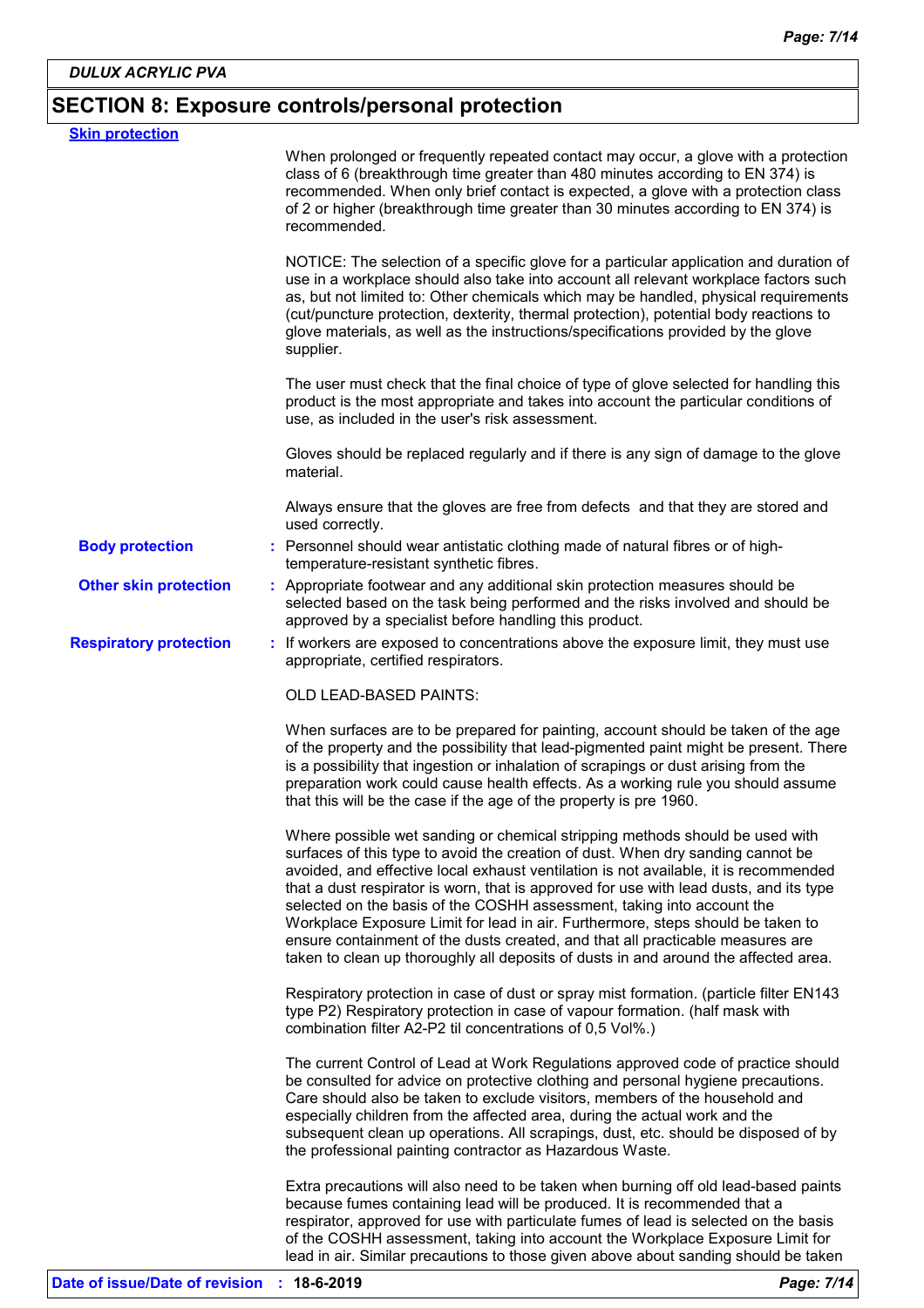## SECTION 8: Exposure controls/personal protection

**Skin protection**

When prolonged or frequently repeated contact may occur, a glove with a protection class of 6 (breakthrough time greater than 480 minutes according to EN 374) is recommended. When only brief contact is expected, a glove with a protection class of 2 or higher (breakthrough time greater than 30 minutes according to EN 374) is recommended.

NOTICE: The selection of a specific glove for a particular application and duration of use in a workplace should also take into account all relevant workplace factors such as, but not limited to: Other chemicals which may be handled, physical requirements (cut/puncture protection, dexterity, thermal protection), potential body reactions to glove materials, as well as the instructions/specifications provided by the glove supplier.

The user must check that the final choice of type of glove selected for handling this product is the most appropriate and takes into account the particular conditions of use, as included in the user's risk assessment.

Gloves should be replaced regularly and if there is any sign of damage to the glove material.

Always ensure that the gloves are free from defects and that they are stored and used correctly.

**Body protection** : Personnel should wear antistatic clothing made of natural fibres or of high-temperature-resistant synthetic fibres.

**Other skin protection** : Appropriate footwear and any additional skin protection measures should be selected based on the task being performed and the risks involved and should be approved by a specialist before handling this product.

**Respiratory protection** : If workers are exposed to concentrations above the exposure limit, they must use appropriate, certified respirators.

OLD LEAD-BASED PAINTS:

When surfaces are to be prepared for painting, account should be taken of the age of the property and the possibility that lead-pigmented paint might be present. There is a possibility that ingestion or inhalation of scrapings or dust arising from the preparation work could cause health effects. As a working rule you should assume that this will be the case if the age of the property is pre 1960.

Where possible wet sanding or chemical stripping methods should be used with surfaces of this type to avoid the creation of dust. When dry sanding cannot be avoided, and effective local exhaust ventilation is not available, it is recommended that a dust respirator is worn, that is approved for use with lead dusts, and its type selected on the basis of the COSHH assessment, taking into account the Workplace Exposure Limit for lead in air. Furthermore, steps should be taken to ensure containment of the dusts created, and that all practicable measures are taken to clean up thoroughly all deposits of dusts in and around the affected area.

Respiratory protection in case of dust or spray mist formation. (particle filter EN143 type P2) Respiratory protection in case of vapour formation. (half mask with combination filter A2-P2 til concentrations of 0,5 Vol%.)

The current Control of Lead at Work Regulations approved code of practice should be consulted for advice on protective clothing and personal hygiene precautions. Care should also be taken to exclude visitors, members of the household and especially children from the affected area, during the actual work and the subsequent clean up operations. All scrapings, dust, etc. should be disposed of by the professional painting contractor as Hazardous Waste.

Extra precautions will also need to be taken when burning off old lead-based paints because fumes containing lead will be produced. It is recommended that a respirator, approved for use with particulate fumes of lead is selected on the basis of the COSHH assessment, taking into account the Workplace Exposure Limit for lead in air. Similar precautions to those given above about sanding should be taken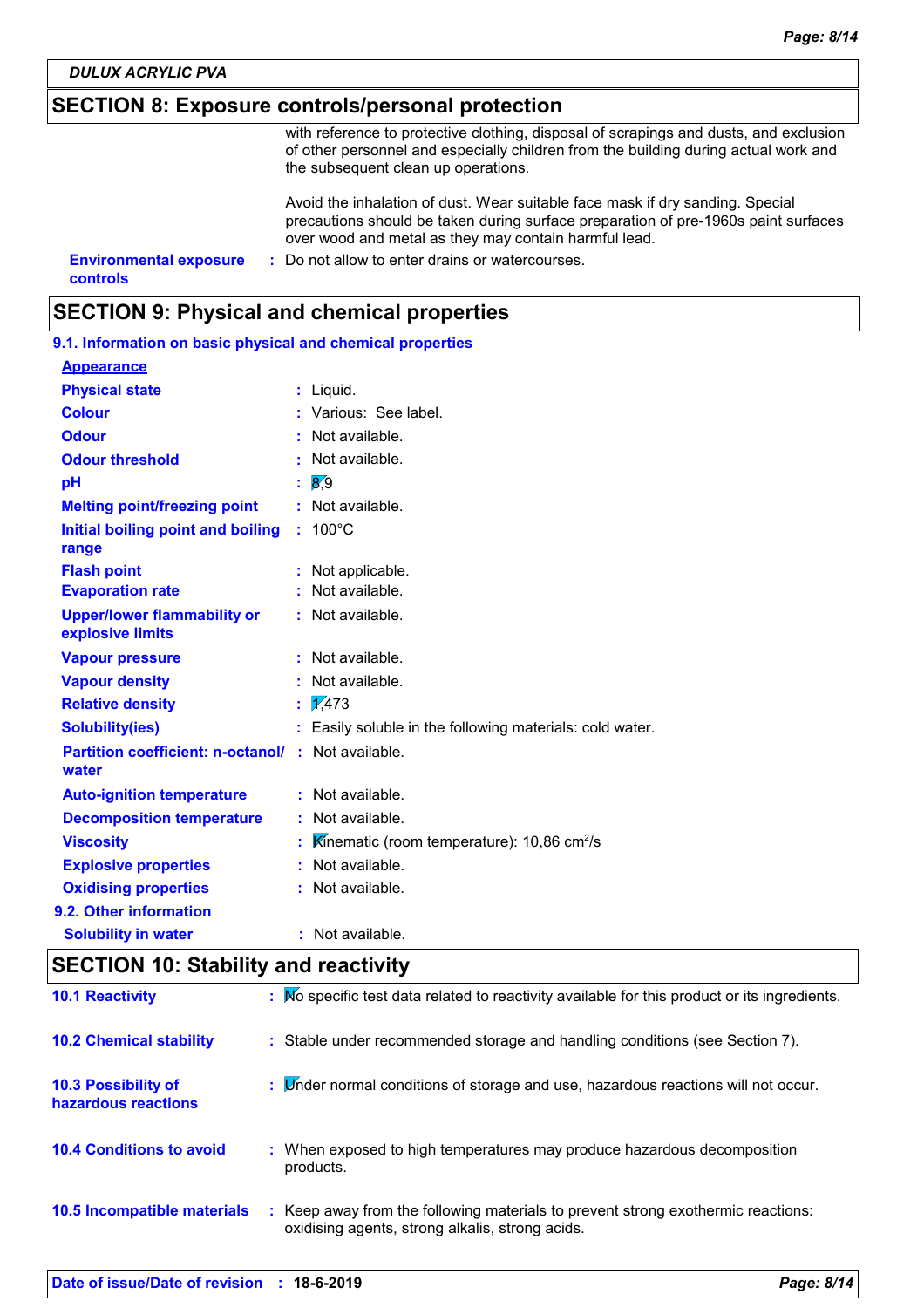DULUX ACRYLIC PVA

## SECTION 8: Exposure controls/personal protection

with reference to protective clothing, disposal of scrapings and dusts, and exclusion of other personnel and especially children from the building during actual work and the subsequent clean up operations.

Avoid the inhalation of dust. Wear suitable face mask if dry sanding. Special precautions should be taken during surface preparation of pre-1960s paint surfaces over wood and metal as they may contain harmful lead.

**Environmental exposure controls** : Do not allow to enter drains or watercourses.

## SECTION 9: Physical and chemical properties

### 9.1. Information on basic physical and chemical properties

**Appearance**

| | | |
|---|---|---|
| **Physical state** | : | Liquid. |
| **Colour** | : | Various: See label. |
| **Odour** | : | Not available. |
| **Odour threshold** | : | Not available. |
| **pH** | : | 8,9 |
| **Melting point/freezing point** | : | Not available. |
| **Initial boiling point and boiling range** | : | 100°C |
| **Flash point** | : | Not applicable. |
| **Evaporation rate** | : | Not available. |
| **Upper/lower flammability or explosive limits** | : | Not available. |
| **Vapour pressure** | : | Not available. |
| **Vapour density** | : | Not available. |
| **Relative density** | : | 1,473 |
| **Solubility(ies)** | : | Easily soluble in the following materials: cold water. |
| **Partition coefficient: n-octanol/ water** | : | Not available. |
| **Auto-ignition temperature** | : | Not available. |
| **Decomposition temperature** | : | Not available. |
| **Viscosity** | : | Kinematic (room temperature): 10,86 $cm^2/s$ |
| **Explosive properties** | : | Not available. |
| **Oxidising properties** | : | Not available. |

### 9.2. Other information

| | | |
|---|---|---|
| **Solubility in water** | : | Not available. |

## SECTION 10: Stability and reactivity

| | | |
|---|---|---|
| **10.1 Reactivity** | : | No specific test data related to reactivity available for this product or its ingredients. |
| **10.2 Chemical stability** | : | Stable under recommended storage and handling conditions (see Section 7). |
| **10.3 Possibility of hazardous reactions** | : | Under normal conditions of storage and use, hazardous reactions will not occur. |
| **10.4 Conditions to avoid** | : | When exposed to high temperatures may produce hazardous decomposition products. |
| **10.5 Incompatible materials** | : | Keep away from the following materials to prevent strong exothermic reactions: oxidising agents, strong alkalis, strong acids. |

**Date of issue/Date of revision** : **18-6-2019**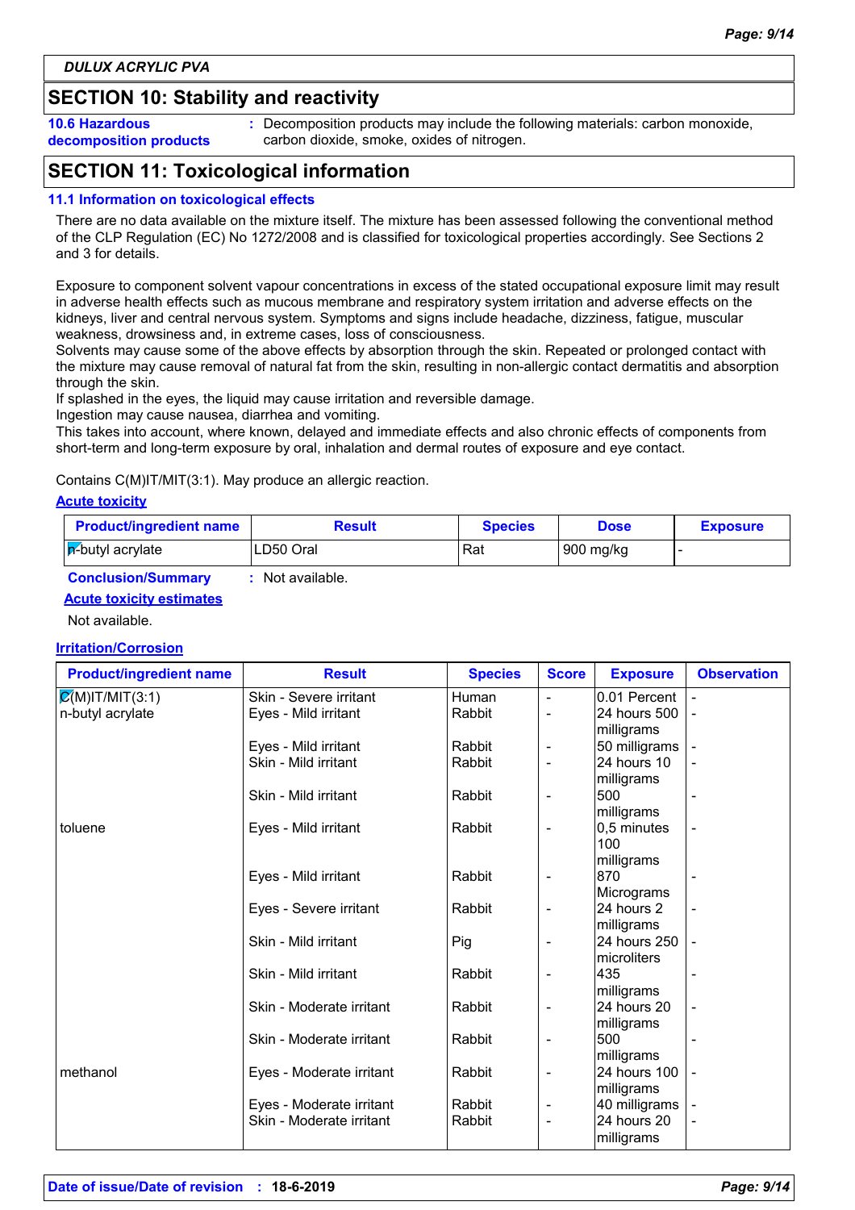DULUX ACRYLIC PVA

## SECTION 10: Stability and reactivity

**10.6 Hazardous decomposition products** : Decomposition products may include the following materials: carbon monoxide, carbon dioxide, smoke, oxides of nitrogen.

## SECTION 11: Toxicological information

### 11.1 Information on toxicological effects

There are no data available on the mixture itself. The mixture has been assessed following the conventional method of the CLP Regulation (EC) No 1272/2008 and is classified for toxicological properties accordingly. See Sections 2 and 3 for details.

Exposure to component solvent vapour concentrations in excess of the stated occupational exposure limit may result in adverse health effects such as mucous membrane and respiratory system irritation and adverse effects on the kidneys, liver and central nervous system. Symptoms and signs include headache, dizziness, fatigue, muscular weakness, drowsiness and, in extreme cases, loss of consciousness.
Solvents may cause some of the above effects by absorption through the skin. Repeated or prolonged contact with the mixture may cause removal of natural fat from the skin, resulting in non-allergic contact dermatitis and absorption through the skin.
If splashed in the eyes, the liquid may cause irritation and reversible damage.
Ingestion may cause nausea, diarrhea and vomiting.
This takes into account, where known, delayed and immediate effects and also chronic effects of components from short-term and long-term exposure by oral, inhalation and dermal routes of exposure and eye contact.

Contains C(M)IT/MIT(3:1). May produce an allergic reaction.

**Acute toxicity**

| Product/ingredient name | Result | Species | Dose | Exposure |
|---|---|---|---|---|
| n-butyl acrylate | LD50 Oral | Rat | 900 mg/kg | - |

**Conclusion/Summary** : Not available.

**Acute toxicity estimates**

Not available.

**Irritation/Corrosion**

| Product/ingredient name | Result | Species | Score | Exposure | Observation |
|---|---|---|---|---|---|
| C(M)IT/MIT(3:1) | Skin - Severe irritant | Human | - | 0.01 Percent | - |
| n-butyl acrylate | Eyes - Mild irritant | Rabbit | - | 24 hours 500 milligrams | - |
| | Eyes - Mild irritant | Rabbit | - | 50 milligrams | - |
| | Skin - Mild irritant | Rabbit | - | 24 hours 10 milligrams | - |
| | Skin - Mild irritant | Rabbit | - | 500 milligrams | - |
| toluene | Eyes - Mild irritant | Rabbit | - | 0,5 minutes 100 milligrams | - |
| | Eyes - Mild irritant | Rabbit | - | 870 Micrograms | - |
| | Eyes - Severe irritant | Rabbit | - | 24 hours 2 milligrams | - |
| | Skin - Mild irritant | Pig | - | 24 hours 250 microliters | - |
| | Skin - Mild irritant | Rabbit | - | 435 milligrams | - |
| | Skin - Moderate irritant | Rabbit | - | 24 hours 20 milligrams | - |
| | Skin - Moderate irritant | Rabbit | - | 500 milligrams | - |
| methanol | Eyes - Moderate irritant | Rabbit | - | 24 hours 100 milligrams | - |
| | Eyes - Moderate irritant | Rabbit | - | 40 milligrams | - |
| | Skin - Moderate irritant | Rabbit | - | 24 hours 20 milligrams | - |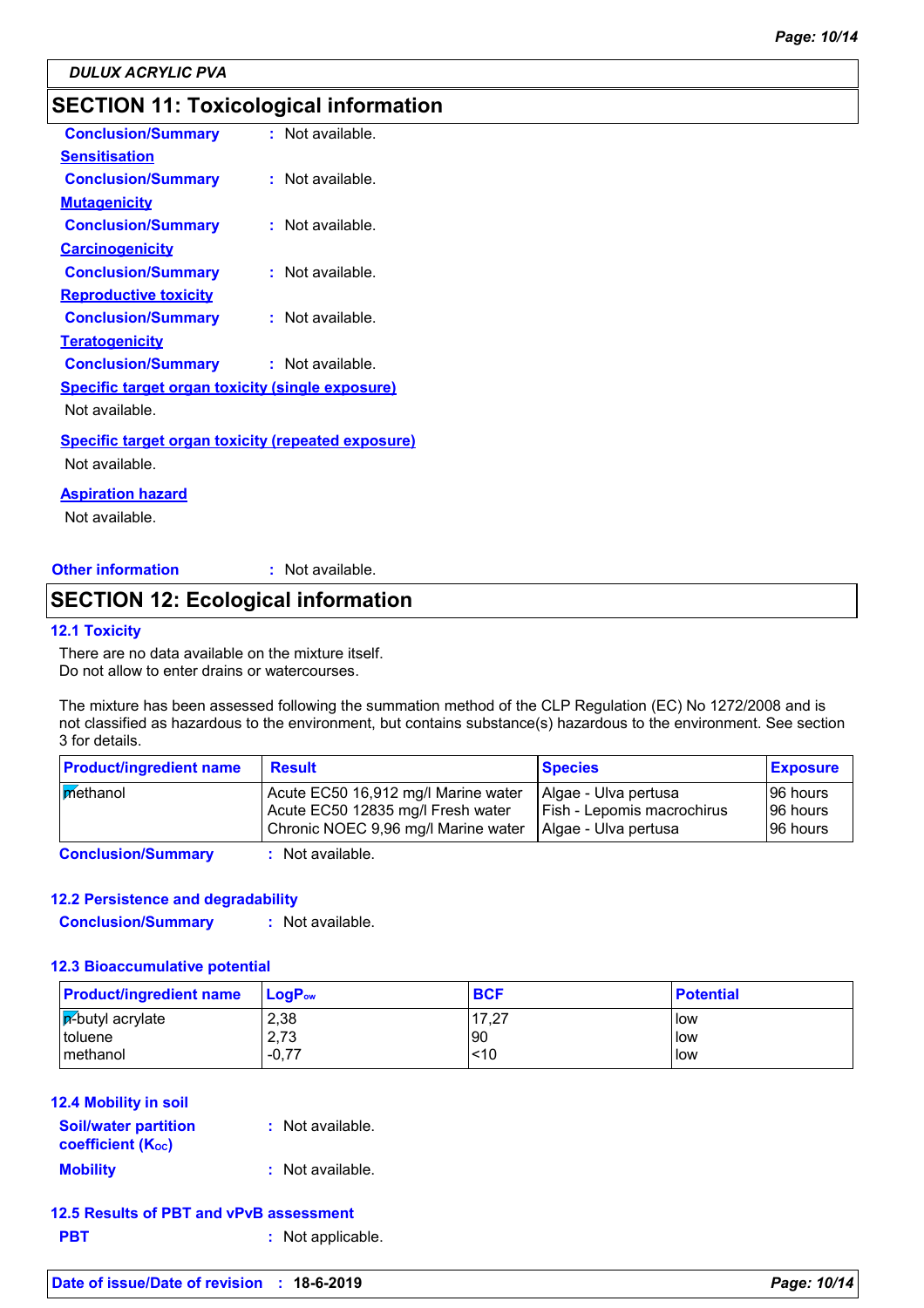DULUX ACRYLIC PVA

## SECTION 11: Toxicological information

**Conclusion/Summary** : Not available.

**Sensitisation**

**Conclusion/Summary** : Not available.

**Mutagenicity**

**Conclusion/Summary** : Not available.

**Carcinogenicity**

**Conclusion/Summary** : Not available.

**Reproductive toxicity**

**Conclusion/Summary** : Not available.

**Teratogenicity**

**Conclusion/Summary** : Not available.

**Specific target organ toxicity (single exposure)**

Not available.

**Specific target organ toxicity (repeated exposure)**

Not available.

**Aspiration hazard**

Not available.

**Other information** : Not available.

## SECTION 12: Ecological information

### 12.1 Toxicity

There are no data available on the mixture itself.
Do not allow to enter drains or watercourses.

The mixture has been assessed following the summation method of the CLP Regulation (EC) No 1272/2008 and is not classified as hazardous to the environment, but contains substance(s) hazardous to the environment. See section 3 for details.

| Product/ingredient name | Result | Species | Exposure |
|---|---|---|---|
| methanol | Acute EC50 16,912 mg/l Marine water<br>Acute EC50 12835 mg/l Fresh water<br>Chronic NOEC 9,96 mg/l Marine water | Algae - Ulva pertusa<br>Fish - Lepomis macrochirus<br>Algae - Ulva pertusa | 96 hours<br>96 hours<br>96 hours |

**Conclusion/Summary** : Not available.

### 12.2 Persistence and degradability

**Conclusion/Summary** : Not available.

### 12.3 Bioaccumulative potential

| Product/ingredient name | $LogP_{ow}$ | BCF | Potential |
|---|---|---|---|
| n-butyl acrylate | 2,38 | 17,27 | low |
| toluene | 2,73 | 90 | low |
| methanol | -0,77 | <10 | low |

### 12.4 Mobility in soil

**Soil/water partition coefficient ($K_{OC}$)** : Not available.

**Mobility** : Not available.

### 12.5 Results of PBT and vPvB assessment

**PBT** : Not applicable.

**Date of issue/Date of revision** : 18-6-2019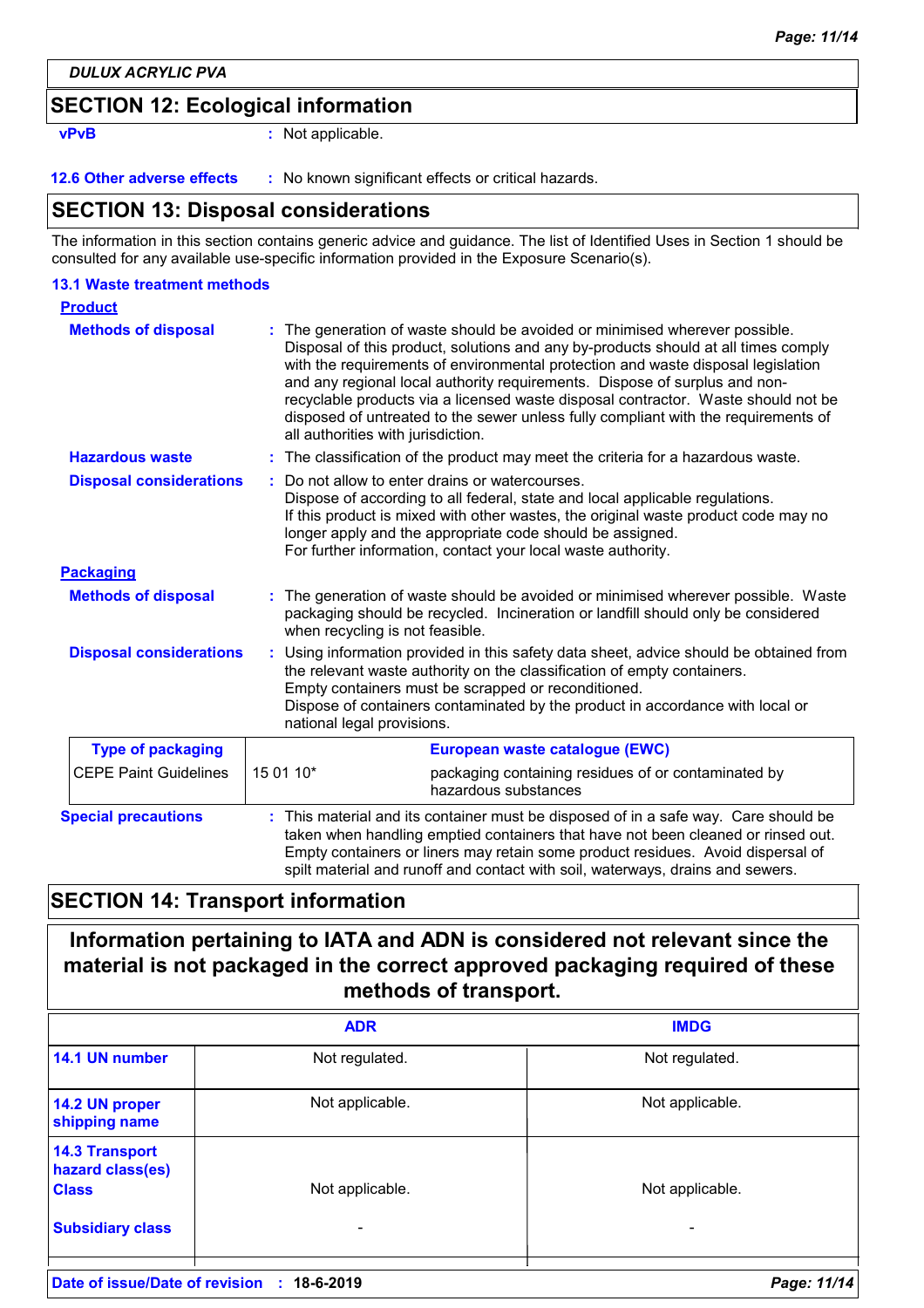## SECTION 12: Ecological information

**vPvB** : Not applicable.

**12.6 Other adverse effects** : No known significant effects or critical hazards.

## SECTION 13: Disposal considerations

The information in this section contains generic advice and guidance. The list of Identified Uses in Section 1 should be consulted for any available use-specific information provided in the Exposure Scenario(s).

### 13.1 Waste treatment methods

**Product**

**Methods of disposal** : The generation of waste should be avoided or minimised wherever possible. Disposal of this product, solutions and any by-products should at all times comply with the requirements of environmental protection and waste disposal legislation and any regional local authority requirements. Dispose of surplus and non-recyclable products via a licensed waste disposal contractor. Waste should not be disposed of untreated to the sewer unless fully compliant with the requirements of all authorities with jurisdiction.

**Hazardous waste** : The classification of the product may meet the criteria for a hazardous waste.

**Disposal considerations** : Do not allow to enter drains or watercourses.
Dispose of according to all federal, state and local applicable regulations.
If this product is mixed with other wastes, the original waste product code may no longer apply and the appropriate code should be assigned.
For further information, contact your local waste authority.

**Packaging**

**Methods of disposal** : The generation of waste should be avoided or minimised wherever possible. Waste packaging should be recycled. Incineration or landfill should only be considered when recycling is not feasible.

**Disposal considerations** : Using information provided in this safety data sheet, advice should be obtained from the relevant waste authority on the classification of empty containers.
Empty containers must be scrapped or reconditioned.
Dispose of containers contaminated by the product in accordance with local or national legal provisions.

| Type of packaging | European waste catalogue (EWC) | |
|---|---|---|
| CEPE Paint Guidelines | 15 01 10* | packaging containing residues of or contaminated by hazardous substances |

**Special precautions** : This material and its container must be disposed of in a safe way. Care should be taken when handling emptied containers that have not been cleaned or rinsed out. Empty containers or liners may retain some product residues. Avoid dispersal of spilt material and runoff and contact with soil, waterways, drains and sewers.

## SECTION 14: Transport information

**Information pertaining to IATA and ADN is considered not relevant since the material is not packaged in the correct approved packaging required of these methods of transport.**

| | ADR | IMDG |
|---|---|---|
| **14.1 UN number** | Not regulated. | Not regulated. |
| **14.2 UN proper shipping name** | Not applicable. | Not applicable. |
| **14.3 Transport hazard class(es) Class** | Not applicable. | Not applicable. |
| **Subsidiary class** | - | - |

Date of issue/Date of revision : 18-6-2019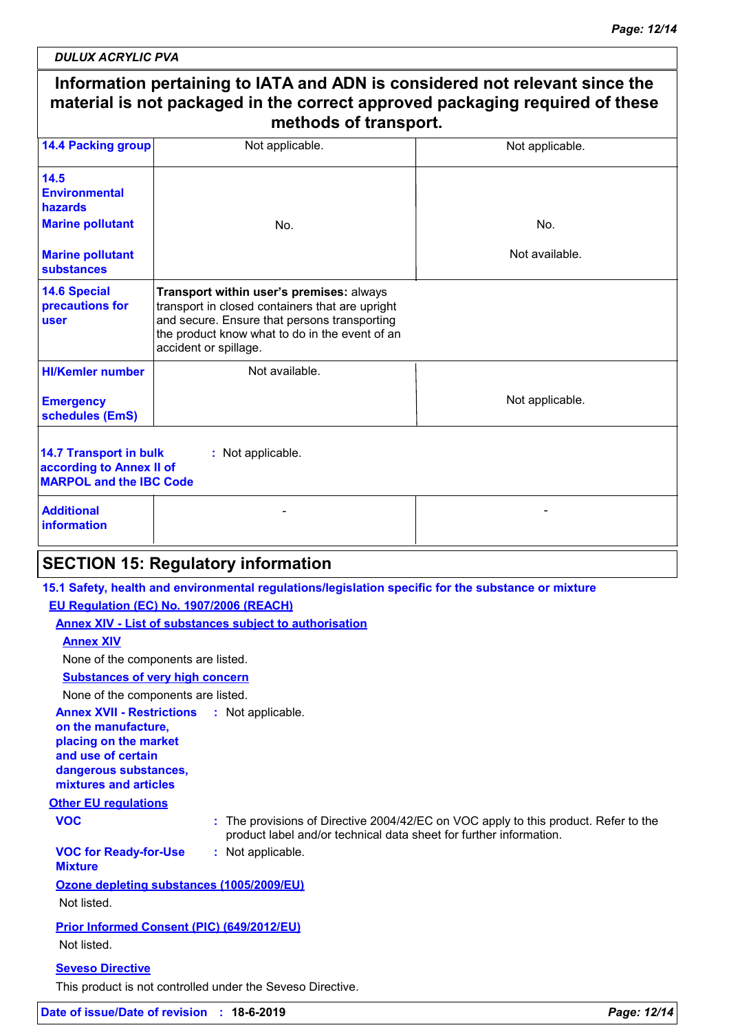**Information pertaining to IATA and ADN is considered not relevant since the material is not packaged in the correct approved packaging required of these methods of transport.**

| | | |
|---|---|---|
| **14.4 Packing group** | Not applicable. | Not applicable. |
| **14.5 Environmental hazards** **Marine pollutant** **Marine pollutant substances** | No. | No. Not available. |
| **14.6 Special precautions for user** | **Transport within user's premises:** always transport in closed containers that are upright and secure. Ensure that persons transporting the product know what to do in the event of an accident or spillage. | |
| **HI/Kemler number** **Emergency schedules (EmS)** | Not available. | Not applicable. |
| **14.7 Transport in bulk according to Annex II of MARPOL and the IBC Code** | : Not applicable. | |
| **Additional information** | - | - |

## SECTION 15: Regulatory information

**15.1 Safety, health and environmental regulations/legislation specific for the substance or mixture**

**EU Regulation (EC) No. 1907/2006 (REACH)**

**Annex XIV - List of substances subject to authorisation**

**Annex XIV**

None of the components are listed.

**Substances of very high concern**

None of the components are listed.

**Annex XVII - Restrictions on the manufacture, placing on the market and use of certain dangerous substances, mixtures and articles** : Not applicable.

**Other EU regulations**

**VOC** : The provisions of Directive 2004/42/EC on VOC apply to this product. Refer to the product label and/or technical data sheet for further information.

**VOC for Ready-for-Use Mixture** : Not applicable.

**Ozone depleting substances (1005/2009/EU)**

Not listed.

**Prior Informed Consent (PIC) (649/2012/EU)**

Not listed.

**Seveso Directive**

This product is not controlled under the Seveso Directive.

**Date of issue/Date of revision** : **18-6-2019**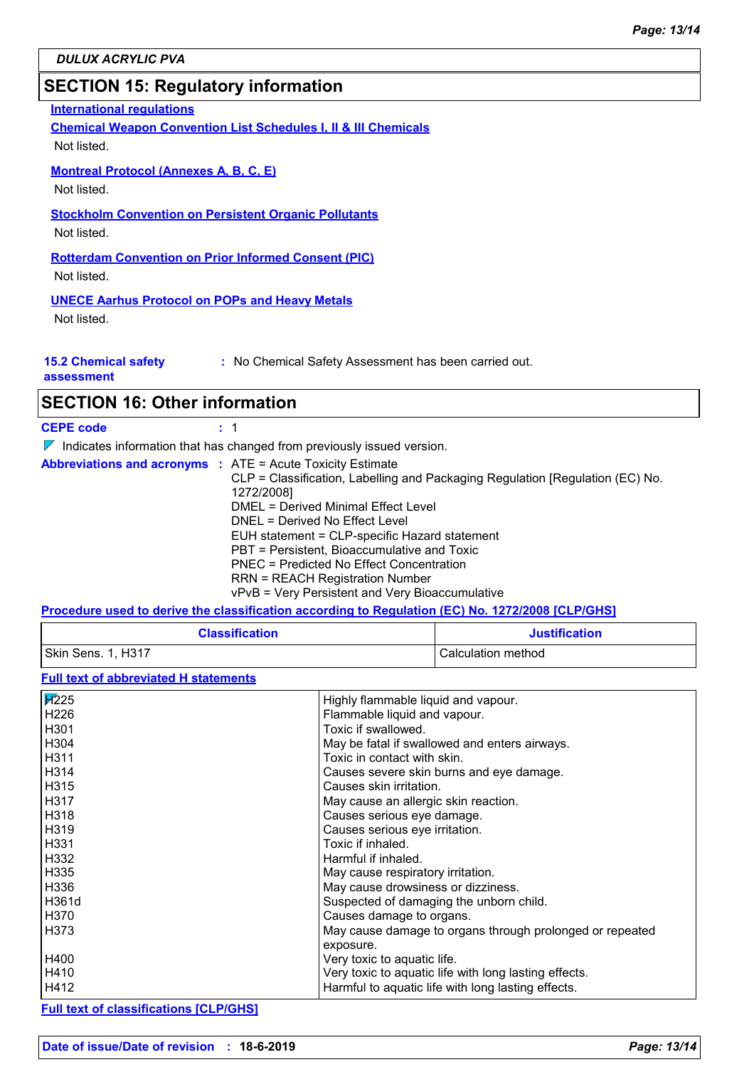## SECTION 15: Regulatory information

**International regulations**

**Chemical Weapon Convention List Schedules I, II & III Chemicals**

Not listed.

**Montreal Protocol (Annexes A, B, C, E)**

Not listed.

**Stockholm Convention on Persistent Organic Pollutants**

Not listed.

**Rotterdam Convention on Prior Informed Consent (PIC)**

Not listed.

**UNECE Aarhus Protocol on POPs and Heavy Metals**

Not listed.

**15.2 Chemical safety assessment** : No Chemical Safety Assessment has been carried out.

## SECTION 16: Other information

**CEPE code** : 1

Indicates information that has changed from previously issued version.

**Abbreviations and acronyms** : ATE = Acute Toxicity Estimate
CLP = Classification, Labelling and Packaging Regulation [Regulation (EC) No. 1272/2008]
DMEL = Derived Minimal Effect Level
DNEL = Derived No Effect Level
EUH statement = CLP-specific Hazard statement
PBT = Persistent, Bioaccumulative and Toxic
PNEC = Predicted No Effect Concentration
RRN = REACH Registration Number
vPvB = Very Persistent and Very Bioaccumulative

**Procedure used to derive the classification according to Regulation (EC) No. 1272/2008 [CLP/GHS]**

| Classification | Justification |
|---|---|
| Skin Sens. 1, H317 | Calculation method |

**Full text of abbreviated H statements**

| | |
|---|---|
| H225 | Highly flammable liquid and vapour. |
| H226 | Flammable liquid and vapour. |
| H301 | Toxic if swallowed. |
| H304 | May be fatal if swallowed and enters airways. |
| H311 | Toxic in contact with skin. |
| H314 | Causes severe skin burns and eye damage. |
| H315 | Causes skin irritation. |
| H317 | May cause an allergic skin reaction. |
| H318 | Causes serious eye damage. |
| H319 | Causes serious eye irritation. |
| H331 | Toxic if inhaled. |
| H332 | Harmful if inhaled. |
| H335 | May cause respiratory irritation. |
| H336 | May cause drowsiness or dizziness. |
| H361d | Suspected of damaging the unborn child. |
| H370 | Causes damage to organs. |
| H373 | May cause damage to organs through prolonged or repeated exposure. |
| H400 | Very toxic to aquatic life. |
| H410 | Very toxic to aquatic life with long lasting effects. |
| H412 | Harmful to aquatic life with long lasting effects. |

**Full text of classifications [CLP/GHS]**

**Date of issue/Date of revision** : **18-6-2019**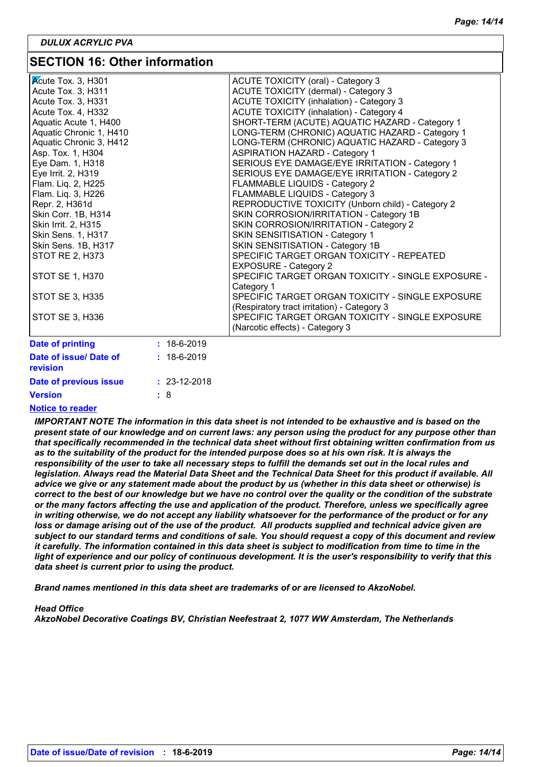DULUX ACRYLIC PVA

## SECTION 16: Other information

| | |
|---|---|
| Acute Tox. 3, H301 | ACUTE TOXICITY (oral) - Category 3 |
| Acute Tox. 3, H311 | ACUTE TOXICITY (dermal) - Category 3 |
| Acute Tox. 3, H331 | ACUTE TOXICITY (inhalation) - Category 3 |
| Acute Tox. 4, H332 | ACUTE TOXICITY (inhalation) - Category 4 |
| Aquatic Acute 1, H400 | SHORT-TERM (ACUTE) AQUATIC HAZARD - Category 1 |
| Aquatic Chronic 1, H410 | LONG-TERM (CHRONIC) AQUATIC HAZARD - Category 1 |
| Aquatic Chronic 3, H412 | LONG-TERM (CHRONIC) AQUATIC HAZARD - Category 3 |
| Asp. Tox. 1, H304 | ASPIRATION HAZARD - Category 1 |
| Eye Dam. 1, H318 | SERIOUS EYE DAMAGE/EYE IRRITATION - Category 1 |
| Eye Irrit. 2, H319 | SERIOUS EYE DAMAGE/EYE IRRITATION - Category 2 |
| Flam. Liq. 2, H225 | FLAMMABLE LIQUIDS - Category 2 |
| Flam. Liq. 3, H226 | FLAMMABLE LIQUIDS - Category 3 |
| Repr. 2, H361d | REPRODUCTIVE TOXICITY (Unborn child) - Category 2 |
| Skin Corr. 1B, H314 | SKIN CORROSION/IRRITATION - Category 1B |
| Skin Irrit. 2, H315 | SKIN CORROSION/IRRITATION - Category 2 |
| Skin Sens. 1, H317 | SKIN SENSITISATION - Category 1 |
| Skin Sens. 1B, H317 | SKIN SENSITISATION - Category 1B |
| STOT RE 2, H373 | SPECIFIC TARGET ORGAN TOXICITY - REPEATED EXPOSURE - Category 2 |
| STOT SE 1, H370 | SPECIFIC TARGET ORGAN TOXICITY - SINGLE EXPOSURE - Category 1 |
| STOT SE 3, H335 | SPECIFIC TARGET ORGAN TOXICITY - SINGLE EXPOSURE (Respiratory tract irritation) - Category 3 |
| STOT SE 3, H336 | SPECIFIC TARGET ORGAN TOXICITY - SINGLE EXPOSURE (Narcotic effects) - Category 3 |

**Date of printing** : 18-6-2019

**Date of issue/ Date of revision** : 18-6-2019

**Date of previous issue** : 23-12-2018

**Version** : 8

**Notice to reader**

***IMPORTANT NOTE The information in this data sheet is not intended to be exhaustive and is based on the present state of our knowledge and on current laws: any person using the product for any purpose other than that specifically recommended in the technical data sheet without first obtaining written confirmation from us as to the suitability of the product for the intended purpose does so at his own risk. It is always the responsibility of the user to take all necessary steps to fulfill the demands set out in the local rules and legislation. Always read the Material Data Sheet and the Technical Data Sheet for this product if available. All advice we give or any statement made about the product by us (whether in this data sheet or otherwise) is correct to the best of our knowledge but we have no control over the quality or the condition of the substrate or the many factors affecting the use and application of the product. Therefore, unless we specifically agree in writing otherwise, we do not accept any liability whatsoever for the performance of the product or for any loss or damage arising out of the use of the product. All products supplied and technical advice given are subject to our standard terms and conditions of sale. You should request a copy of this document and review it carefully. The information contained in this data sheet is subject to modification from time to time in the light of experience and our policy of continuous development. It is the user's responsibility to verify that this data sheet is current prior to using the product.***

***Brand names mentioned in this data sheet are trademarks of or are licensed to AkzoNobel.***

***Head Office***
***AkzoNobel Decorative Coatings BV, Christian Neefestraat 2, 1077 WW Amsterdam, The Netherlands***